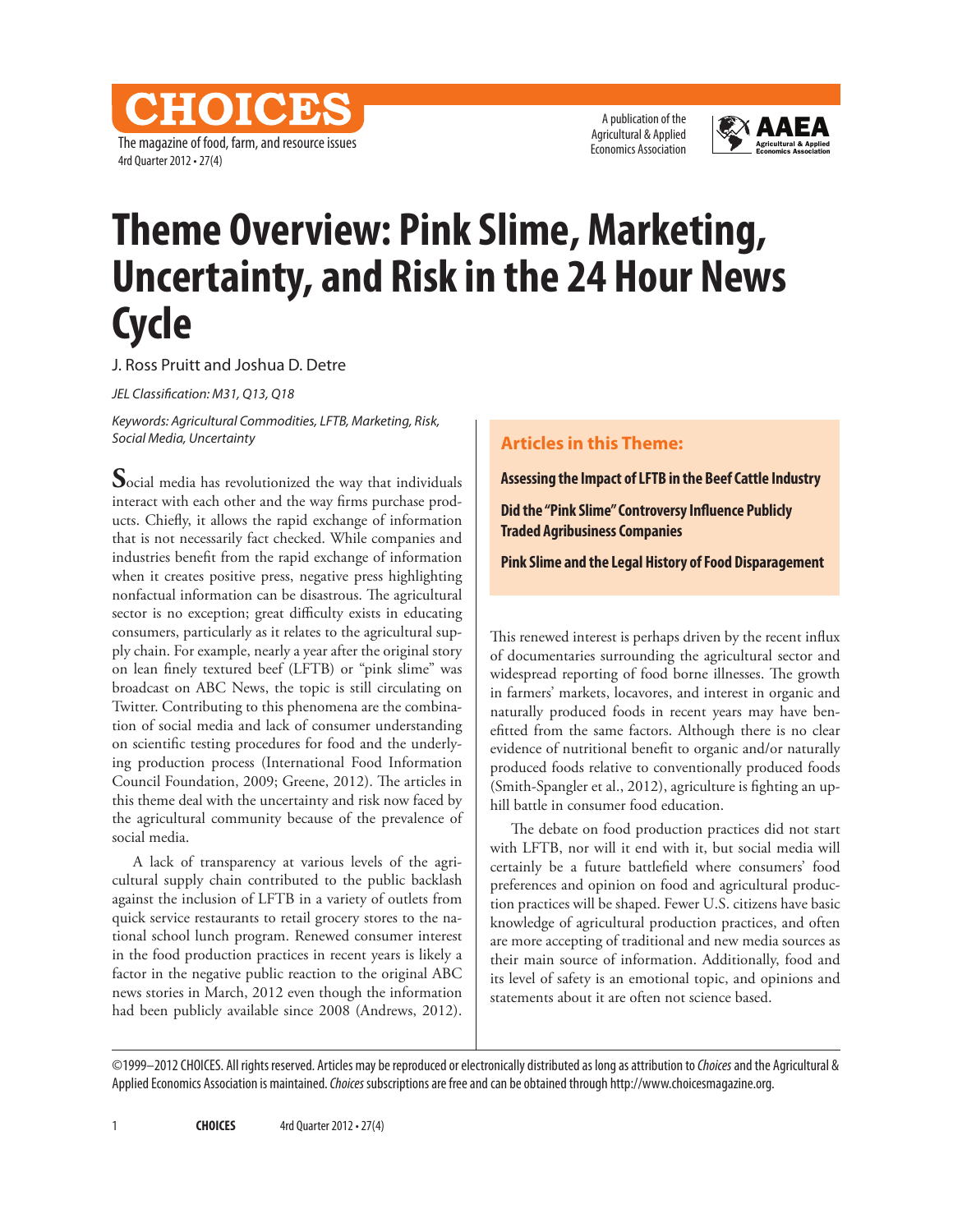# Theme Overview: Pink Slime, Marketing, Uncertainty, and Risk in the 24 Hour News Cycle

J. Ross Pruitt and Joshua D. Detre

*JEL Classification: M31, Q13, Q18*

*Keywords: Agricultural Commodities, LFTB, Marketing, Risk, Social Media, Uncertainty*

**Articles in this Theme:**

**Assessing the Impact of LFTB in the Beef Cattle Industry**

**Did the "Pink Slime" Controversy Influence Publicly Traded Agribusiness Companies**

**Pink Slime and the Legal History of Food Disparagement**

Social media has revolutionized the way that individuals interact with each other and the way firms purchase products. Chiefly, it allows the rapid exchange of information that is not necessarily fact checked. While companies and industries benefit from the rapid exchange of information when it creates positive press, negative press highlighting nonfactual information can be disastrous. The agricultural sector is no exception; great difficulty exists in educating consumers, particularly as it relates to the agricultural supply chain. For example, nearly a year after the original story on lean finely textured beef (LFTB) or "pink slime" was broadcast on ABC News, the topic is still circulating on Twitter. Contributing to this phenomena are the combination of social media and lack of consumer understanding on scientific testing procedures for food and the underlying production process (International Food Information Council Foundation, 2009; Greene, 2012). The articles in this theme deal with the uncertainty and risk now faced by the agricultural community because of the prevalence of social media.

A lack of transparency at various levels of the agricultural supply chain contributed to the public backlash against the inclusion of LFTB in a variety of outlets from quick service restaurants to retail grocery stores to the national school lunch program. Renewed consumer interest in the food production practices in recent years is likely a factor in the negative public reaction to the original ABC news stories in March, 2012 even though the information had been publicly available since 2008 (Andrews, 2012). This renewed interest is perhaps driven by the recent influx of documentaries surrounding the agricultural sector and widespread reporting of food borne illnesses. The growth in farmers' markets, locavores, and interest in organic and naturally produced foods in recent years may have benefitted from the same factors. Although there is no clear evidence of nutritional benefit to organic and/or naturally produced foods relative to conventionally produced foods (Smith-Spangler et al., 2012), agriculture is fighting an uphill battle in consumer food education.

The debate on food production practices did not start with LFTB, nor will it end with it, but social media will certainly be a future battlefield where consumers' food preferences and opinion on food and agricultural production practices will be shaped. Fewer U.S. citizens have basic knowledge of agricultural production practices, and often are more accepting of traditional and new media sources as their main source of information. Additionally, food and its level of safety is an emotional topic, and opinions and statements about it are often not science based.

©1999–2012 CHOICES. All rights reserved. Articles may be reproduced or electronically distributed as long as attribution to *Choices* and the Agricultural & Applied Economics Association is maintained. *Choices* subscriptions are free and can be obtained through http://www.choicesmagazine.org.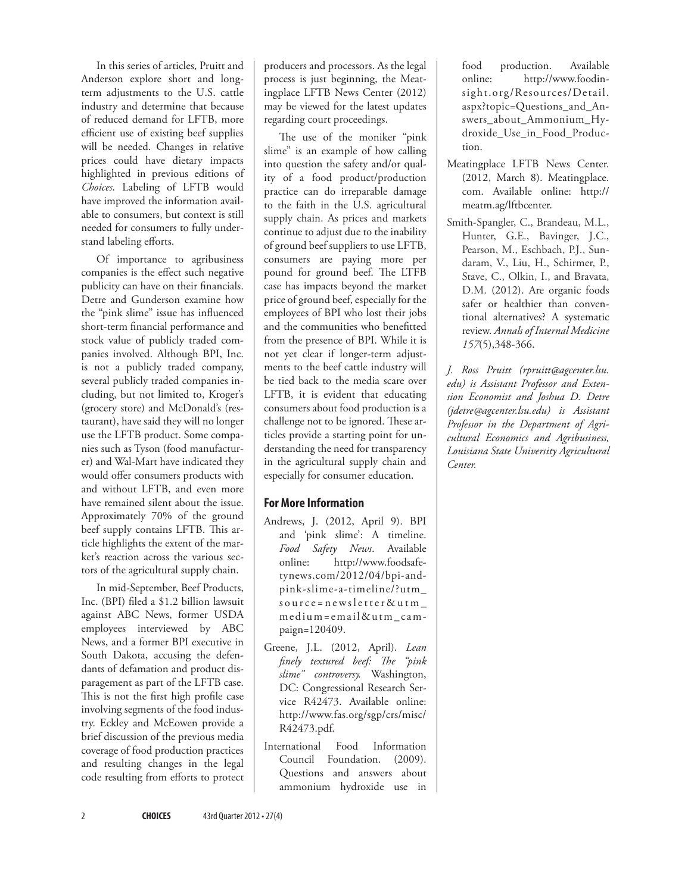In this series of articles, Pruitt and Anderson explore short and long-term adjustments to the U.S. cattle industry and determine that because of reduced demand for LFTB, more efficient use of existing beef supplies will be needed. Changes in relative prices could have dietary impacts highlighted in previous editions of *Choices*. Labeling of LFTB would have improved the information available to consumers, but context is still needed for consumers to fully understand labeling efforts.

Of importance to agribusiness companies is the effect such negative publicity can have on their financials. Detre and Gunderson examine how the "pink slime" issue has influenced short-term financial performance and stock value of publicly traded companies involved. Although BPI, Inc. is not a publicly traded company, several publicly traded companies including, but not limited to, Kroger's (grocery store) and McDonald's (restaurant), have said they will no longer use the LFTB product. Some companies such as Tyson (food manufacturer) and Wal-Mart have indicated they would offer consumers products with and without LFTB, and even more have remained silent about the issue. Approximately 70% of the ground beef supply contains LFTB. This article highlights the extent of the market's reaction across the various sectors of the agricultural supply chain.

In mid-September, Beef Products, Inc. (BPI) filed a $1.2 billion lawsuit against ABC News, former USDA employees interviewed by ABC News, and a former BPI executive in South Dakota, accusing the defendants of defamation and product disparagement as part of the LFTB case. This is not the first high profile case involving segments of the food industry. Eckley and McEowen provide a brief discussion of the previous media coverage of food production practices and resulting changes in the legal code resulting from efforts to protect producers and processors. As the legal process is just beginning, the Meatingplace LFTB News Center (2012) may be viewed for the latest updates regarding court proceedings.

The use of the moniker "pink slime" is an example of how calling into question the safety and/or quality of a food product/production practice can do irreparable damage to the faith in the U.S. agricultural supply chain. As prices and markets continue to adjust due to the inability of ground beef suppliers to use LFTB, consumers are paying more per pound for ground beef. The LTFB case has impacts beyond the market price of ground beef, especially for the employees of BPI who lost their jobs and the communities who benefitted from the presence of BPI. While it is not yet clear if longer-term adjustments to the beef cattle industry will be tied back to the media scare over LFTB, it is evident that educating consumers about food production is a challenge not to be ignored. These articles provide a starting point for understanding the need for transparency in the agricultural supply chain and especially for consumer education.

## For More Information

Andrews, J. (2012, April 9). BPI and 'pink slime': A timeline. *Food Safety News*. Available online: http://www.foodsafetynews.com/2012/04/bpi-and-pink-slime-a-timeline/?utm_source=newsletter&utm_medium=email&utm_campaign=120409.

Greene, J.L. (2012, April). *Lean finely textured beef: The "pink slime" controversy.* Washington, DC: Congressional Research Service R42473. Available online: http://www.fas.org/sgp/crs/misc/R42473.pdf.

International Food Information Council Foundation. (2009). Questions and answers about ammonium hydroxide use in food production. Available online: http://www.foodinsight.org/Resources/Detail.aspx?topic=Questions_and_Answers_about_Ammonium_Hydroxide_Use_in_Food_Production.

Meatingplace LFTB News Center. (2012, March 8). Meatingplace.com. Available online: http://meatm.ag/lftbcenter.

Smith-Spangler, C., Brandeau, M.L., Hunter, G.E., Bavinger, J.C., Pearson, M., Eschbach, P.J., Sundaram, V., Liu, H., Schirmer, P., Stave, C., Olkin, I., and Bravata, D.M. (2012). Are organic foods safer or healthier than conventional alternatives? A systematic review. *Annals of Internal Medicine 157*(5),348-366.

*J. Ross Pruitt (rpruitt@agcenter.lsu.edu) is Assistant Professor and Extension Economist and Joshua D. Detre (jdetre@agcenter.lsu.edu) is Assistant Professor in the Department of Agricultural Economics and Agribusiness, Louisiana State University Agricultural Center.*